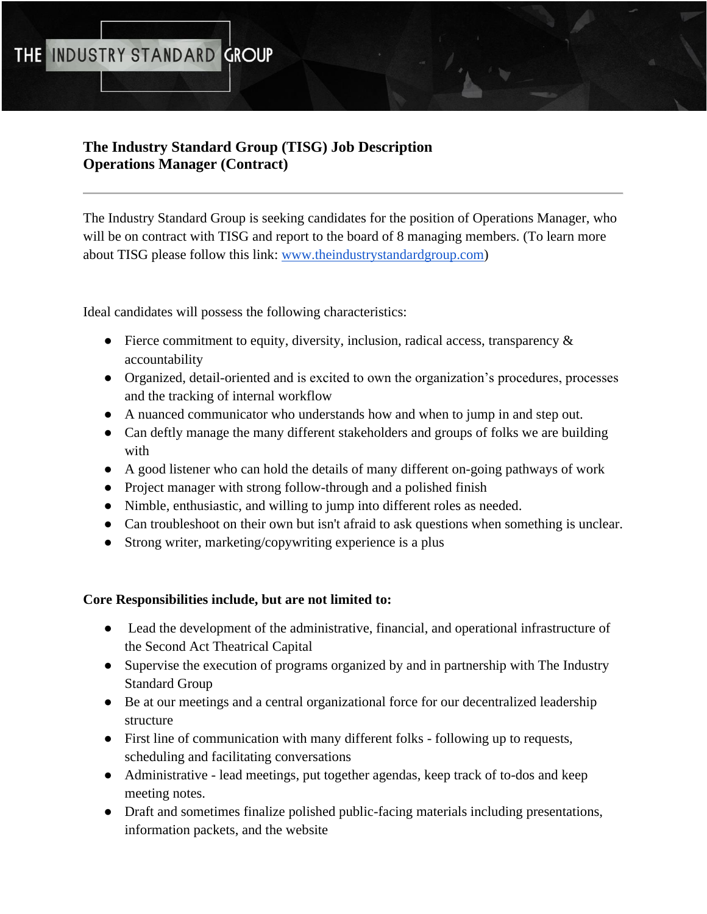# The Industry Standard Group (TISG) Job Description
## Operations Manager (Contract)

---

The Industry Standard Group is seeking candidates for the position of Operations Manager, who will be on contract with TISG and report to the board of 8 managing members. (To learn more about TISG please follow this link: [www.theindustrystandardgroup.com](http://www.theindustrystandardgroup.com))

Ideal candidates will possess the following characteristics:

- Fierce commitment to equity, diversity, inclusion, radical access, transparency & accountability
- Organized, detail-oriented and is excited to own the organization's procedures, processes and the tracking of internal workflow
- A nuanced communicator who understands how and when to jump in and step out.
- Can deftly manage the many different stakeholders and groups of folks we are building with
- A good listener who can hold the details of many different on-going pathways of work
- Project manager with strong follow-through and a polished finish
- Nimble, enthusiastic, and willing to jump into different roles as needed.
- Can troubleshoot on their own but isn't afraid to ask questions when something is unclear.
- Strong writer, marketing/copywriting experience is a plus

**Core Responsibilities include, but are not limited to:**

- Lead the development of the administrative, financial, and operational infrastructure of the Second Act Theatrical Capital
- Supervise the execution of programs organized by and in partnership with The Industry Standard Group
- Be at our meetings and a central organizational force for our decentralized leadership structure
- First line of communication with many different folks - following up to requests, scheduling and facilitating conversations
- Administrative - lead meetings, put together agendas, keep track of to-dos and keep meeting notes.
- Draft and sometimes finalize polished public-facing materials including presentations, information packets, and the website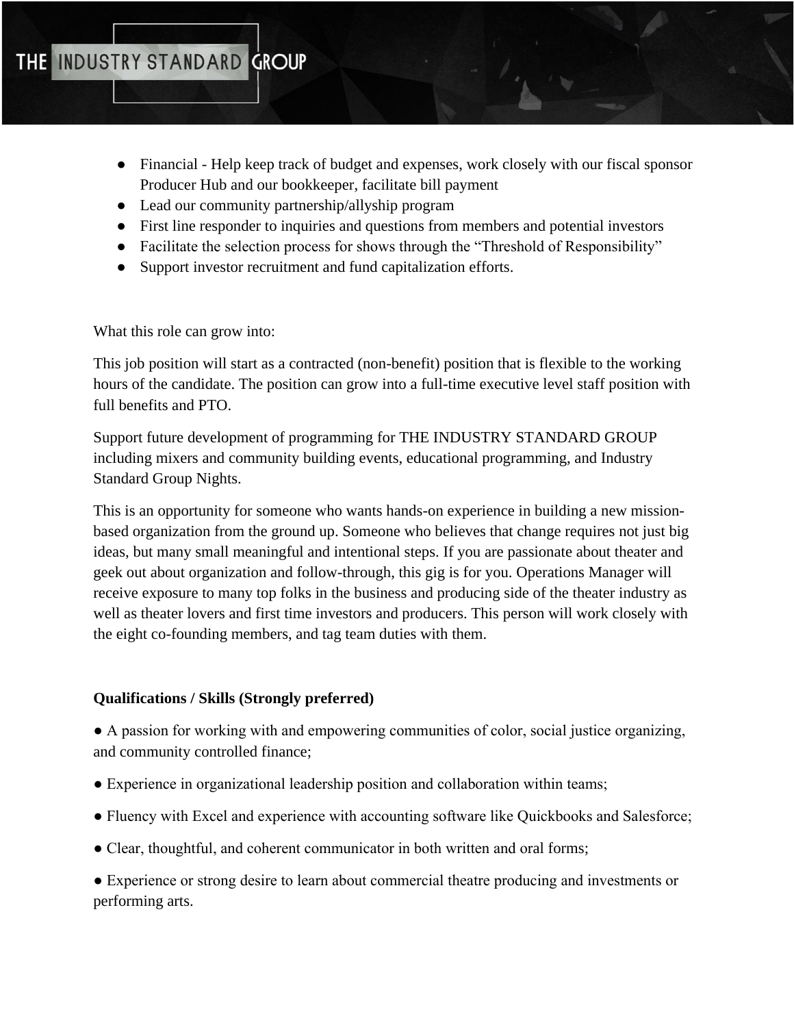- Financial - Help keep track of budget and expenses, work closely with our fiscal sponsor Producer Hub and our bookkeeper, facilitate bill payment
- Lead our community partnership/allyship program
- First line responder to inquiries and questions from members and potential investors
- Facilitate the selection process for shows through the "Threshold of Responsibility"
- Support investor recruitment and fund capitalization efforts.

What this role can grow into:

This job position will start as a contracted (non-benefit) position that is flexible to the working hours of the candidate. The position can grow into a full-time executive level staff position with full benefits and PTO.

Support future development of programming for THE INDUSTRY STANDARD GROUP including mixers and community building events, educational programming, and Industry Standard Group Nights.

This is an opportunity for someone who wants hands-on experience in building a new mission-based organization from the ground up. Someone who believes that change requires not just big ideas, but many small meaningful and intentional steps. If you are passionate about theater and geek out about organization and follow-through, this gig is for you. Operations Manager will receive exposure to many top folks in the business and producing side of the theater industry as well as theater lovers and first time investors and producers. This person will work closely with the eight co-founding members, and tag team duties with them.

**Qualifications / Skills (Strongly preferred)**

- A passion for working with and empowering communities of color, social justice organizing, and community controlled finance;
- Experience in organizational leadership position and collaboration within teams;
- Fluency with Excel and experience with accounting software like Quickbooks and Salesforce;
- Clear, thoughtful, and coherent communicator in both written and oral forms;
- Experience or strong desire to learn about commercial theatre producing and investments or performing arts.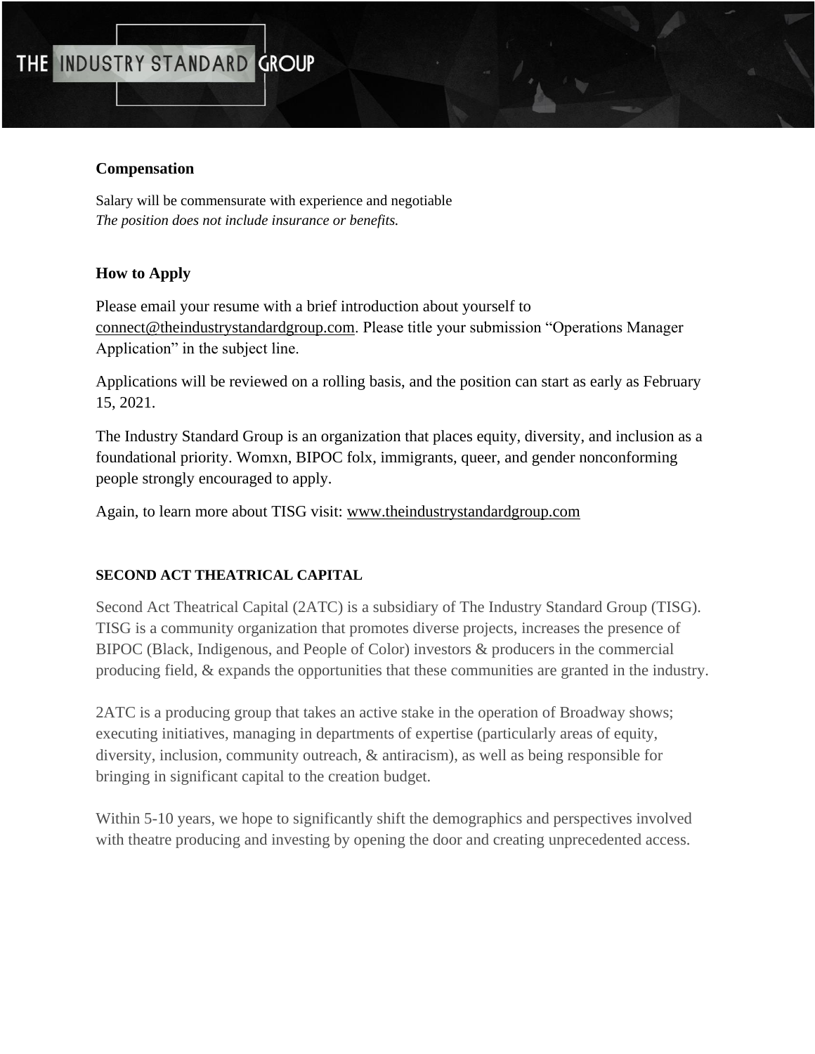**Compensation**

Salary will be commensurate with experience and negotiable
*The position does not include insurance or benefits.*

**How to Apply**

Please email your resume with a brief introduction about yourself to connect@theindustrystandardgroup.com. Please title your submission "Operations Manager Application" in the subject line.

Applications will be reviewed on a rolling basis, and the position can start as early as February 15, 2021.

The Industry Standard Group is an organization that places equity, diversity, and inclusion as a foundational priority. Womxn, BIPOC folx, immigrants, queer, and gender nonconforming people strongly encouraged to apply.

Again, to learn more about TISG visit: www.theindustrystandardgroup.com

**SECOND ACT THEATRICAL CAPITAL**

Second Act Theatrical Capital (2ATC) is a subsidiary of The Industry Standard Group (TISG). TISG is a community organization that promotes diverse projects, increases the presence of BIPOC (Black, Indigenous, and People of Color) investors & producers in the commercial producing field, & expands the opportunities that these communities are granted in the industry.

2ATC is a producing group that takes an active stake in the operation of Broadway shows; executing initiatives, managing in departments of expertise (particularly areas of equity, diversity, inclusion, community outreach, & antiracism), as well as being responsible for bringing in significant capital to the creation budget.

Within 5-10 years, we hope to significantly shift the demographics and perspectives involved with theatre producing and investing by opening the door and creating unprecedented access.